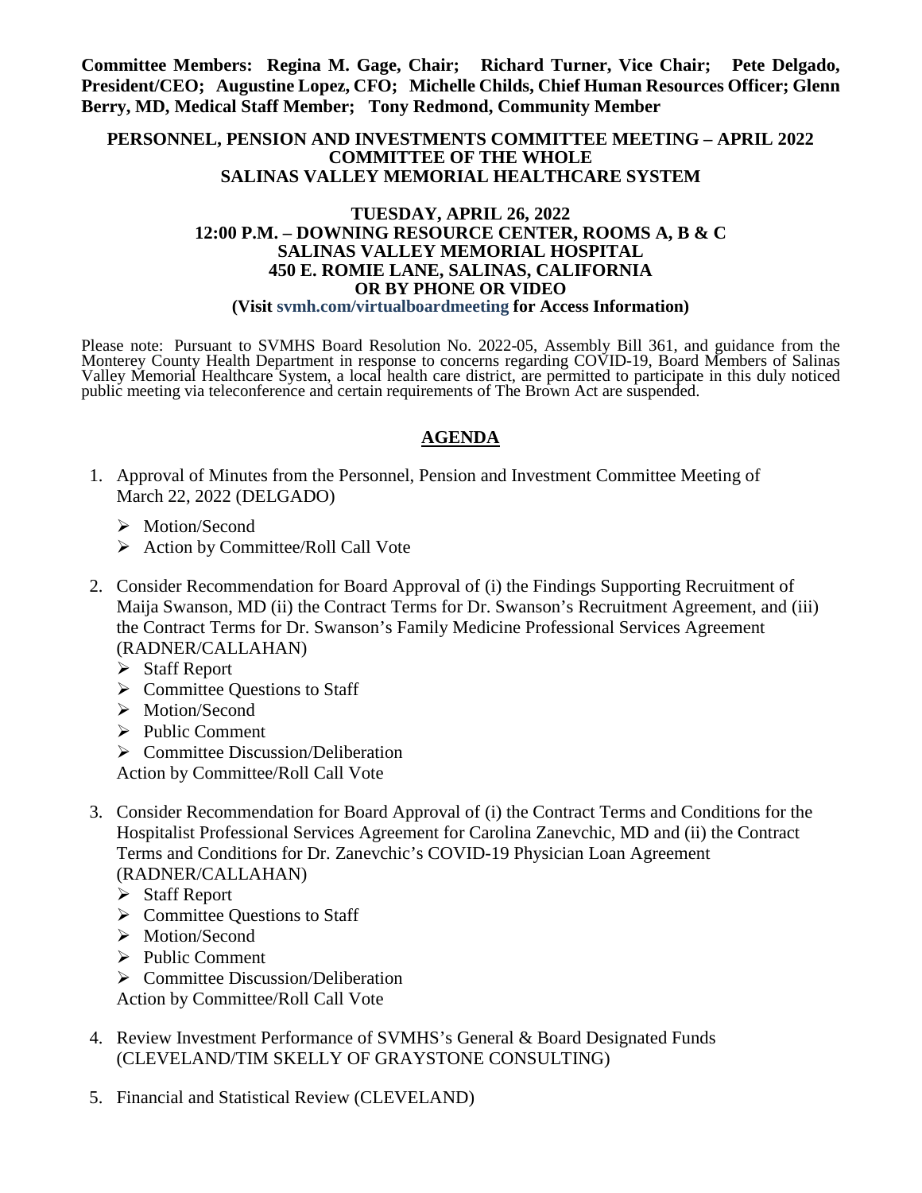**Committee Members: Regina M. Gage, Chair; Richard Turner, Vice Chair; Pete Delgado, President/CEO; Augustine Lopez, CFO; Michelle Childs, Chief Human Resources Officer; Glenn Berry, MD, Medical Staff Member; Tony Redmond, Community Member**

**PERSONNEL, PENSION AND INVESTMENTS COMMITTEE MEETING – APRIL 2022**
**COMMITTEE OF THE WHOLE**
**SALINAS VALLEY MEMORIAL HEALTHCARE SYSTEM**

**TUESDAY, APRIL 26, 2022**
**12:00 P.M. – DOWNING RESOURCE CENTER, ROOMS A, B & C**
**SALINAS VALLEY MEMORIAL HOSPITAL**
**450 E. ROMIE LANE, SALINAS, CALIFORNIA**
**OR BY PHONE OR VIDEO**
**(Visit svmh.com/virtualboardmeeting for Access Information)**

Please note: Pursuant to SVMHS Board Resolution No. 2022-05, Assembly Bill 361, and guidance from the Monterey County Health Department in response to concerns regarding COVID-19, Board Members of Salinas Valley Memorial Healthcare System, a local health care district, are permitted to participate in this duly noticed public meeting via teleconference and certain requirements of The Brown Act are suspended.

## AGENDA

1. Approval of Minutes from the Personnel, Pension and Investment Committee Meeting of March 22, 2022 (DELGADO)
   - Motion/Second
   - Action by Committee/Roll Call Vote

2. Consider Recommendation for Board Approval of (i) the Findings Supporting Recruitment of Maija Swanson, MD (ii) the Contract Terms for Dr. Swanson's Recruitment Agreement, and (iii) the Contract Terms for Dr. Swanson's Family Medicine Professional Services Agreement (RADNER/CALLAHAN)
   - Staff Report
   - Committee Questions to Staff
   - Motion/Second
   - Public Comment
   - Committee Discussion/Deliberation

   Action by Committee/Roll Call Vote

3. Consider Recommendation for Board Approval of (i) the Contract Terms and Conditions for the Hospitalist Professional Services Agreement for Carolina Zanevchic, MD and (ii) the Contract Terms and Conditions for Dr. Zanevchic's COVID-19 Physician Loan Agreement (RADNER/CALLAHAN)
   - Staff Report
   - Committee Questions to Staff
   - Motion/Second
   - Public Comment
   - Committee Discussion/Deliberation

   Action by Committee/Roll Call Vote

4. Review Investment Performance of SVMHS's General & Board Designated Funds (CLEVELAND/TIM SKELLY OF GRAYSTONE CONSULTING)

5. Financial and Statistical Review (CLEVELAND)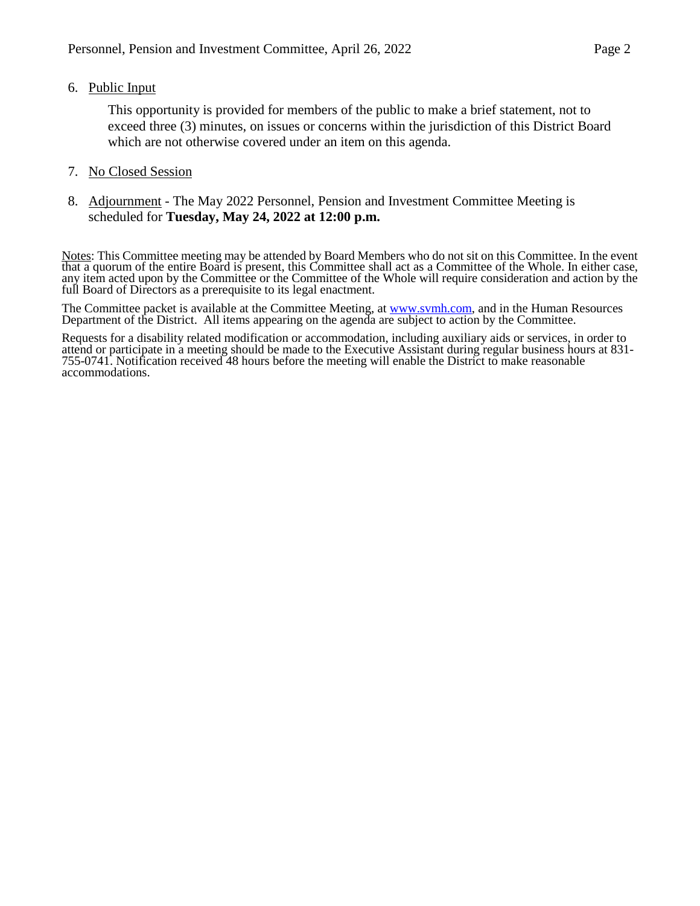6. Public Input

    This opportunity is provided for members of the public to make a brief statement, not to exceed three (3) minutes, on issues or concerns within the jurisdiction of this District Board which are not otherwise covered under an item on this agenda.

7. No Closed Session

8. Adjournment - The May 2022 Personnel, Pension and Investment Committee Meeting is scheduled for **Tuesday, May 24, 2022 at 12:00 p.m.**

Notes: This Committee meeting may be attended by Board Members who do not sit on this Committee. In the event that a quorum of the entire Board is present, this Committee shall act as a Committee of the Whole. In either case, any item acted upon by the Committee or the Committee of the Whole will require consideration and action by the full Board of Directors as a prerequisite to its legal enactment.

The Committee packet is available at the Committee Meeting, at www.svmh.com, and in the Human Resources Department of the District. All items appearing on the agenda are subject to action by the Committee.

Requests for a disability related modification or accommodation, including auxiliary aids or services, in order to attend or participate in a meeting should be made to the Executive Assistant during regular business hours at 831-755-0741. Notification received 48 hours before the meeting will enable the District to make reasonable accommodations.